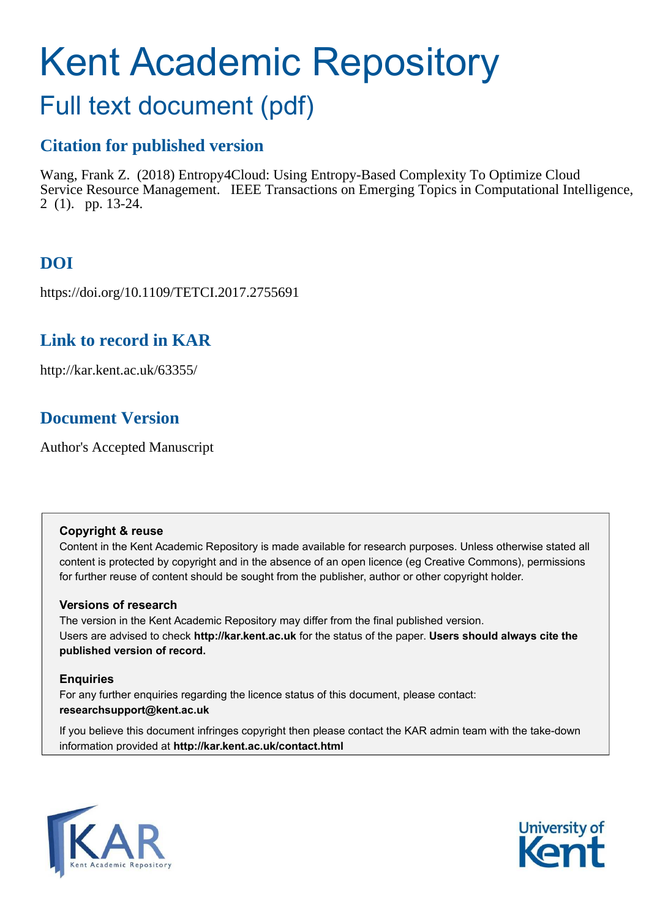# Kent Academic Repository

## Full text document (pdf)

### Citation for published version

Wang, Frank Z. (2018) Entropy4Cloud: Using Entropy-Based Complexity To Optimize Cloud Service Resource Management. IEEE Transactions on Emerging Topics in Computational Intelligence, 2 (1). pp. 13-24.

### DOI

https://doi.org/10.1109/TETCI.2017.2755691

### Link to record in KAR

http://kar.kent.ac.uk/63355/

### Document Version

Author's Accepted Manuscript

**Copyright & reuse**

Content in the Kent Academic Repository is made available for research purposes. Unless otherwise stated all content is protected by copyright and in the absence of an open licence (eg Creative Commons), permissions for further reuse of content should be sought from the publisher, author or other copyright holder.

**Versions of research**

The version in the Kent Academic Repository may differ from the final published version. Users are advised to check **http://kar.kent.ac.uk** for the status of the paper. **Users should always cite the published version of record.**

**Enquiries**

For any further enquiries regarding the licence status of this document, please contact: **researchsupport@kent.ac.uk**

If you believe this document infringes copyright then please contact the KAR admin team with the take-down information provided at **http://kar.kent.ac.uk/contact.html**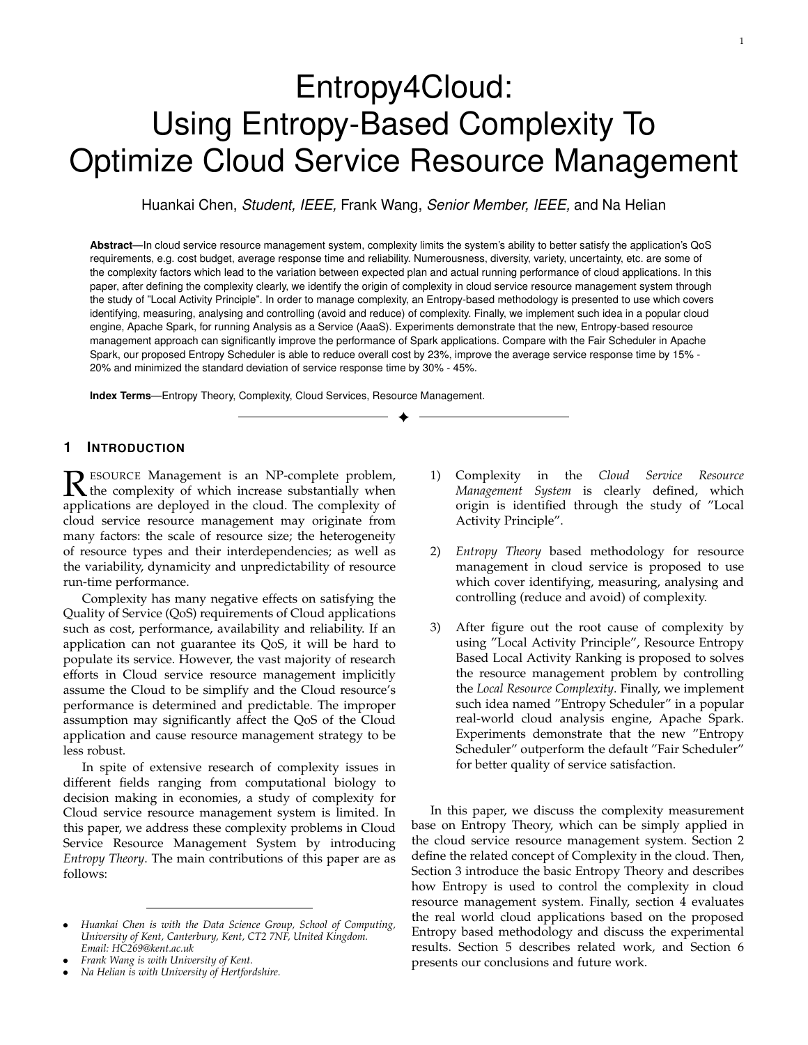# Entropy4Cloud: Using Entropy-Based Complexity To Optimize Cloud Service Resource Management

Huankai Chen, *Student, IEEE,* Frank Wang, *Senior Member, IEEE,* and Na Helian

**Abstract**—In cloud service resource management system, complexity limits the system's ability to better satisfy the application's QoS requirements, e.g. cost budget, average response time and reliability. Numerousness, diversity, variety, uncertainty, etc. are some of the complexity factors which lead to the variation between expected plan and actual running performance of cloud applications. In this paper, after defining the complexity clearly, we identify the origin of complexity in cloud service resource management system through the study of "Local Activity Principle". In order to manage complexity, an Entropy-based methodology is presented to use which covers identifying, measuring, analysing and controlling (avoid and reduce) of complexity. Finally, we implement such idea in a popular cloud engine, Apache Spark, for running Analysis as a Service (AaaS). Experiments demonstrate that the new, Entropy-based resource management approach can significantly improve the performance of Spark applications. Compare with the Fair Scheduler in Apache Spark, our proposed Entropy Scheduler is able to reduce overall cost by 23%, improve the average service response time by 15% - 20% and minimized the standard deviation of service response time by 30% - 45%.

**Index Terms**—Entropy Theory, Complexity, Cloud Services, Resource Management.

## 1 Introduction

Resource Management is an NP-complete problem, the complexity of which increase substantially when applications are deployed in the cloud. The complexity of cloud service resource management may originate from many factors: the scale of resource size; the heterogeneity of resource types and their interdependencies; as well as the variability, dynamicity and unpredictability of resource run-time performance.

Complexity has many negative effects on satisfying the Quality of Service (QoS) requirements of Cloud applications such as cost, performance, availability and reliability. If an application can not guarantee its QoS, it will be hard to populate its service. However, the vast majority of research efforts in Cloud service resource management implicitly assume the Cloud to be simplify and the Cloud resource's performance is determined and predictable. The improper assumption may significantly affect the QoS of the Cloud application and cause resource management strategy to be less robust.

In spite of extensive research of complexity issues in different fields ranging from computational biology to decision making in economies, a study of complexity for Cloud service resource management system is limited. In this paper, we address these complexity problems in Cloud Service Resource Management System by introducing *Entropy Theory*. The main contributions of this paper are as follows:

1) Complexity in the *Cloud Service Resource Management System* is clearly defined, which origin is identified through the study of "Local Activity Principle".

2) *Entropy Theory* based methodology for resource management in cloud service is proposed to use which cover identifying, measuring, analysing and controlling (reduce and avoid) of complexity.

3) After figure out the root cause of complexity by using "Local Activity Principle", Resource Entropy Based Local Activity Ranking is proposed to solves the resource management problem by controlling the *Local Resource Complexity*. Finally, we implement such idea named "Entropy Scheduler" in a popular real-world cloud analysis engine, Apache Spark. Experiments demonstrate that the new "Entropy Scheduler" outperform the default "Fair Scheduler" for better quality of service satisfaction.

In this paper, we discuss the complexity measurement base on Entropy Theory, which can be simply applied in the cloud service resource management system. Section 2 define the related concept of Complexity in the cloud. Then, Section 3 introduce the basic Entropy Theory and describes how Entropy is used to control the complexity in cloud resource management system. Finally, section 4 evaluates the real world cloud applications based on the proposed Entropy based methodology and discuss the experimental results. Section 5 describes related work, and Section 6 presents our conclusions and future work.

---

- *Huankai Chen is with the Data Science Group, School of Computing, University of Kent, Canterbury, Kent, CT2 7NF, United Kingdom. Email: HC269@kent.ac.uk*
- *Frank Wang is with University of Kent.*
- *Na Helian is with University of Hertfordshire.*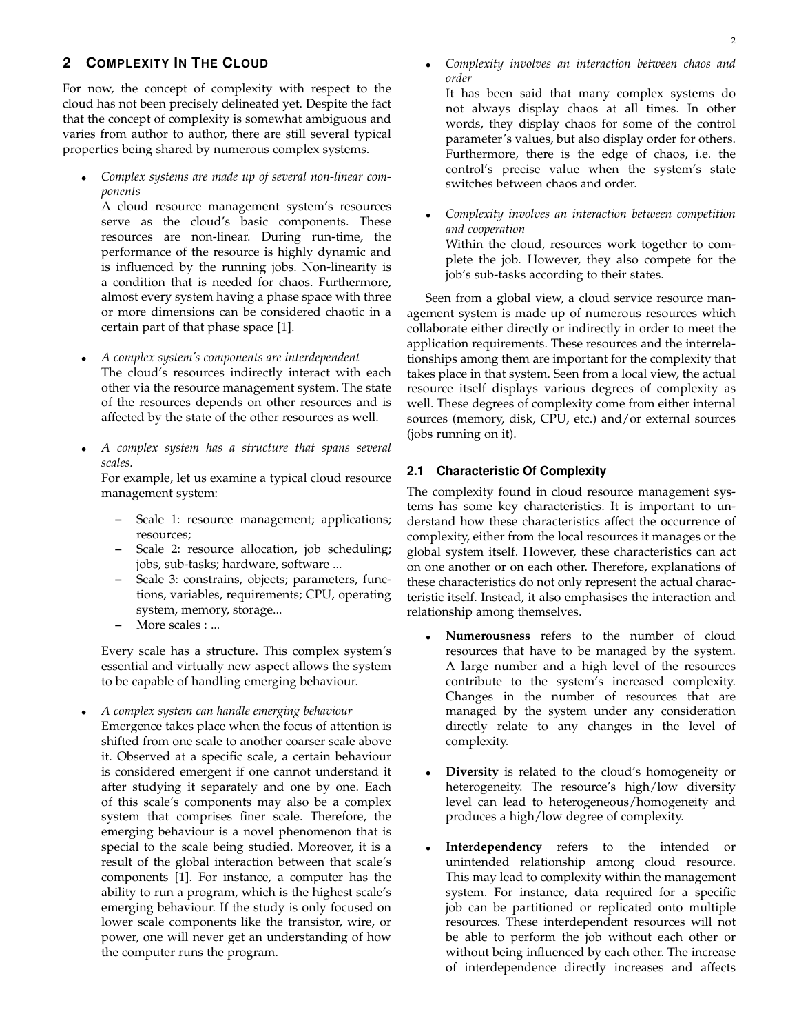## 2 Complexity In The Cloud

For now, the concept of complexity with respect to the cloud has not been precisely delineated yet. Despite the fact that the concept of complexity is somewhat ambiguous and varies from author to author, there are still several typical properties being shared by numerous complex systems.

- *Complex systems are made up of several non-linear components*
  A cloud resource management system's resources serve as the cloud's basic components. These resources are non-linear. During run-time, the performance of the resource is highly dynamic and is influenced by the running jobs. Non-linearity is a condition that is needed for chaos. Furthermore, almost every system having a phase space with three or more dimensions can be considered chaotic in a certain part of that phase space [1].

- *A complex system's components are interdependent*
  The cloud's resources indirectly interact with each other via the resource management system. The state of the resources depends on other resources and is affected by the state of the other resources as well.

- *A complex system has a structure that spans several scales.*
  For example, let us examine a typical cloud resource management system:
  - Scale 1: resource management; applications; resources;
  - Scale 2: resource allocation, job scheduling; jobs, sub-tasks; hardware, software ...
  - Scale 3: constrains, objects; parameters, functions, variables, requirements; CPU, operating system, memory, storage...
  - More scales : ...

  Every scale has a structure. This complex system's essential and virtually new aspect allows the system to be capable of handling emerging behaviour.

- *A complex system can handle emerging behaviour*
  Emergence takes place when the focus of attention is shifted from one scale to another coarser scale above it. Observed at a specific scale, a certain behaviour is considered emergent if one cannot understand it after studying it separately and one by one. Each of this scale's components may also be a complex system that comprises finer scale. Therefore, the emerging behaviour is a novel phenomenon that is special to the scale being studied. Moreover, it is a result of the global interaction between that scale's components [1]. For instance, a computer has the ability to run a program, which is the highest scale's emerging behaviour. If the study is only focused on lower scale components like the transistor, wire, or power, one will never get an understanding of how the computer runs the program.

- *Complexity involves an interaction between chaos and order*
  It has been said that many complex systems do not always display chaos at all times. In other words, they display chaos for some of the control parameter's values, but also display order for others. Furthermore, there is the edge of chaos, i.e. the control's precise value when the system's state switches between chaos and order.

- *Complexity involves an interaction between competition and cooperation*
  Within the cloud, resources work together to complete the job. However, they also compete for the job's sub-tasks according to their states.

Seen from a global view, a cloud service resource management system is made up of numerous resources which collaborate either directly or indirectly in order to meet the application requirements. These resources and the interrelationships among them are important for the complexity that takes place in that system. Seen from a local view, the actual resource itself displays various degrees of complexity as well. These degrees of complexity come from either internal sources (memory, disk, CPU, etc.) and/or external sources (jobs running on it).

### 2.1 Characteristic Of Complexity

The complexity found in cloud resource management systems has some key characteristics. It is important to understand how these characteristics affect the occurrence of complexity, either from the local resources it manages or the global system itself. However, these characteristics can act on one another or on each other. Therefore, explanations of these characteristics do not only represent the actual characteristic itself. Instead, it also emphasises the interaction and relationship among themselves.

- **Numerousness** refers to the number of cloud resources that have to be managed by the system. A large number and a high level of the resources contribute to the system's increased complexity. Changes in the number of resources that are managed by the system under any consideration directly relate to any changes in the level of complexity.

- **Diversity** is related to the cloud's homogeneity or heterogeneity. The resource's high/low diversity level can lead to heterogeneous/homogeneity and produces a high/low degree of complexity.

- **Interdependency** refers to the intended or unintended relationship among cloud resource. This may lead to complexity within the management system. For instance, data required for a specific job can be partitioned or replicated onto multiple resources. These interdependent resources will not be able to perform the job without each other or without being influenced by each other. The increase of interdependence directly increases and affects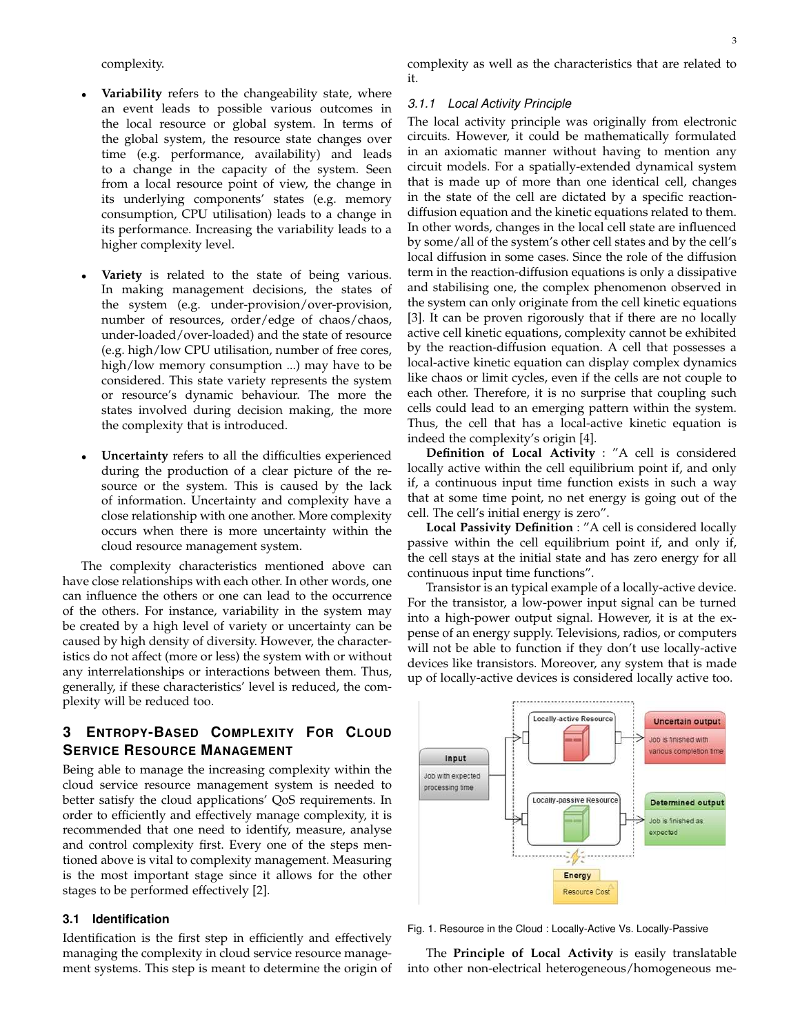complexity.

- **Variability** refers to the changeability state, where an event leads to possible various outcomes in the local resource or global system. In terms of the global system, the resource state changes over time (e.g. performance, availability) and leads to a change in the capacity of the system. Seen from a local resource point of view, the change in its underlying components' states (e.g. memory consumption, CPU utilisation) leads to a change in its performance. Increasing the variability leads to a higher complexity level.

- **Variety** is related to the state of being various. In making management decisions, the states of the system (e.g. under-provision/over-provision, number of resources, order/edge of chaos/chaos, under-loaded/over-loaded) and the state of resource (e.g. high/low CPU utilisation, number of free cores, high/low memory consumption ...) may have to be considered. This state variety represents the system or resource's dynamic behaviour. The more the states involved during decision making, the more the complexity that is introduced.

- **Uncertainty** refers to all the difficulties experienced during the production of a clear picture of the resource or the system. This is caused by the lack of information. Uncertainty and complexity have a close relationship with one another. More complexity occurs when there is more uncertainty within the cloud resource management system.

The complexity characteristics mentioned above can have close relationships with each other. In other words, one can influence the others or one can lead to the occurrence of the others. For instance, variability in the system may be created by a high level of variety or uncertainty can be caused by high density of diversity. However, the characteristics do not affect (more or less) the system with or without any interrelationships or interactions between them. Thus, generally, if these characteristics' level is reduced, the complexity will be reduced too.

## 3 Entropy-Based Complexity For Cloud Service Resource Management

Being able to manage the increasing complexity within the cloud service resource management system is needed to better satisfy the cloud applications' QoS requirements. In order to efficiently and effectively manage complexity, it is recommended that one need to identify, measure, analyse and control complexity first. Every one of the steps mentioned above is vital to complexity management. Measuring is the most important stage since it allows for the other stages to be performed effectively [2].

### 3.1 Identification

Identification is the first step in efficiently and effectively managing the complexity in cloud service resource management systems. This step is meant to determine the origin of complexity as well as the characteristics that are related to it.

#### 3.1.1 Local Activity Principle

The local activity principle was originally from electronic circuits. However, it could be mathematically formulated in an axiomatic manner without having to mention any circuit models. For a spatially-extended dynamical system that is made up of more than one identical cell, changes in the state of the cell are dictated by a specific reaction-diffusion equation and the kinetic equations related to them. In other words, changes in the local cell state are influenced by some/all of the system's other cell states and by the cell's local diffusion in some cases. Since the role of the diffusion term in the reaction-diffusion equations is only a dissipative and stabilising one, the complex phenomenon observed in the system can only originate from the cell kinetic equations [3]. It can be proven rigorously that if there are no locally active cell kinetic equations, complexity cannot be exhibited by the reaction-diffusion equation. A cell that possesses a local-active kinetic equation can display complex dynamics like chaos or limit cycles, even if the cells are not couple to each other. Therefore, it is no surprise that coupling such cells could lead to an emerging pattern within the system. Thus, the cell that has a local-active kinetic equation is indeed the complexity's origin [4].

**Definition of Local Activity** : "A cell is considered locally active within the cell equilibrium point if, and only if, a continuous input time function exists in such a way that at some time point, no net energy is going out of the cell. The cell's initial energy is zero".

**Local Passivity Definition** : "A cell is considered locally passive within the cell equilibrium point if, and only if, the cell stays at the initial state and has zero energy for all continuous input time functions".

Transistor is an typical example of a locally-active device. For the transistor, a low-power input signal can be turned into a high-power output signal. However, it is at the expense of an energy supply. Televisions, radios, or computers will not be able to function if they don't use locally-active devices like transistors. Moreover, any system that is made up of locally-active devices is considered locally active too.

Fig. 1. Resource in the Cloud : Locally-Active Vs. Locally-Passive

The **Principle of Local Activity** is easily translatable into other non-electrical heterogeneous/homogeneous me-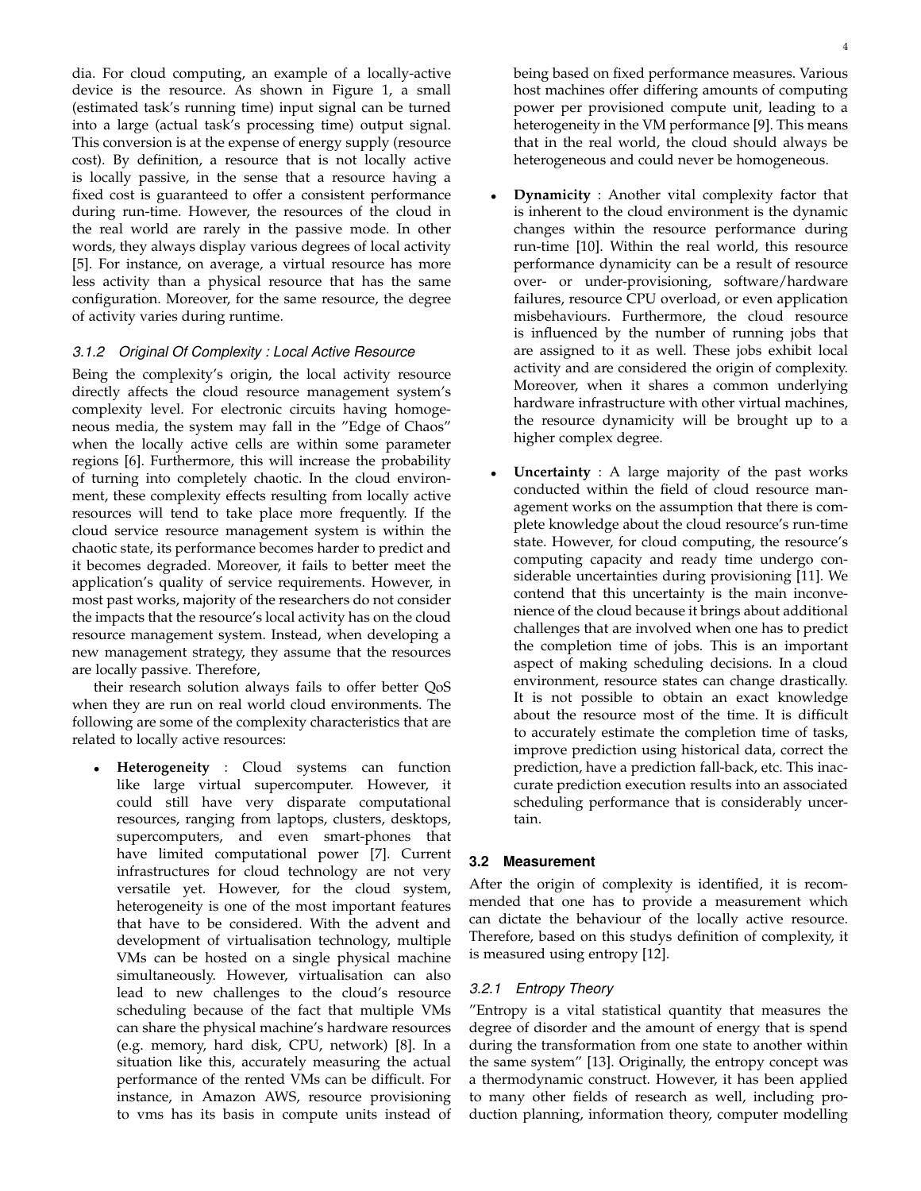dia. For cloud computing, an example of a locally-active device is the resource. As shown in Figure 1, a small (estimated task's running time) input signal can be turned into a large (actual task's processing time) output signal. This conversion is at the expense of energy supply (resource cost). By definition, a resource that is not locally active is locally passive, in the sense that a resource having a fixed cost is guaranteed to offer a consistent performance during run-time. However, the resources of the cloud in the real world are rarely in the passive mode. In other words, they always display various degrees of local activity [5]. For instance, on average, a virtual resource has more less activity than a physical resource that has the same configuration. Moreover, for the same resource, the degree of activity varies during runtime.

#### 3.1.2 Original Of Complexity : Local Active Resource

Being the complexity's origin, the local activity resource directly affects the cloud resource management system's complexity level. For electronic circuits having homogeneous media, the system may fall in the "Edge of Chaos" when the locally active cells are within some parameter regions [6]. Furthermore, this will increase the probability of turning into completely chaotic. In the cloud environment, these complexity effects resulting from locally active resources will tend to take place more frequently. If the cloud service resource management system is within the chaotic state, its performance becomes harder to predict and it becomes degraded. Moreover, it fails to better meet the application's quality of service requirements. However, in most past works, majority of the researchers do not consider the impacts that the resource's local activity has on the cloud resource management system. Instead, when developing a new management strategy, they assume that the resources are locally passive. Therefore,

their research solution always fails to offer better QoS when they are run on real world cloud environments. The following are some of the complexity characteristics that are related to locally active resources:

- **Heterogeneity** : Cloud systems can function like large virtual supercomputer. However, it could still have very disparate computational resources, ranging from laptops, clusters, desktops, supercomputers, and even smart-phones that have limited computational power [7]. Current infrastructures for cloud technology are not very versatile yet. However, for the cloud system, heterogeneity is one of the most important features that have to be considered. With the advent and development of virtualisation technology, multiple VMs can be hosted on a single physical machine simultaneously. However, virtualisation can also lead to new challenges to the cloud's resource scheduling because of the fact that multiple VMs can share the physical machine's hardware resources (e.g. memory, hard disk, CPU, network) [8]. In a situation like this, accurately measuring the actual performance of the rented VMs can be difficult. For instance, in Amazon AWS, resource provisioning to vms has its basis in compute units instead of being based on fixed performance measures. Various host machines offer differing amounts of computing power per provisioned compute unit, leading to a heterogeneity in the VM performance [9]. This means that in the real world, the cloud should always be heterogeneous and could never be homogeneous.
- **Dynamicity** : Another vital complexity factor that is inherent to the cloud environment is the dynamic changes within the resource performance during run-time [10]. Within the real world, this resource performance dynamicity can be a result of resource over- or under-provisioning, software/hardware failures, resource CPU overload, or even application misbehaviours. Furthermore, the cloud resource is influenced by the number of running jobs that are assigned to it as well. These jobs exhibit local activity and are considered the origin of complexity. Moreover, when it shares a common underlying hardware infrastructure with other virtual machines, the resource dynamicity will be brought up to a higher complex degree.
- **Uncertainty** : A large majority of the past works conducted within the field of cloud resource management works on the assumption that there is complete knowledge about the cloud resource's run-time state. However, for cloud computing, the resource's computing capacity and ready time undergo considerable uncertainties during provisioning [11]. We contend that this uncertainty is the main inconvenience of the cloud because it brings about additional challenges that are involved when one has to predict the completion time of jobs. This is an important aspect of making scheduling decisions. In a cloud environment, resource states can change drastically. It is not possible to obtain an exact knowledge about the resource most of the time. It is difficult to accurately estimate the completion time of tasks, improve prediction using historical data, correct the prediction, have a prediction fall-back, etc. This inaccurate prediction execution results into an associated scheduling performance that is considerably uncertain.

### 3.2 Measurement

After the origin of complexity is identified, it is recommended that one has to provide a measurement which can dictate the behaviour of the locally active resource. Therefore, based on this studys definition of complexity, it is measured using entropy [12].

#### 3.2.1 Entropy Theory

"Entropy is a vital statistical quantity that measures the degree of disorder and the amount of energy that is spend during the transformation from one state to another within the same system" [13]. Originally, the entropy concept was a thermodynamic construct. However, it has been applied to many other fields of research as well, including production planning, information theory, computer modelling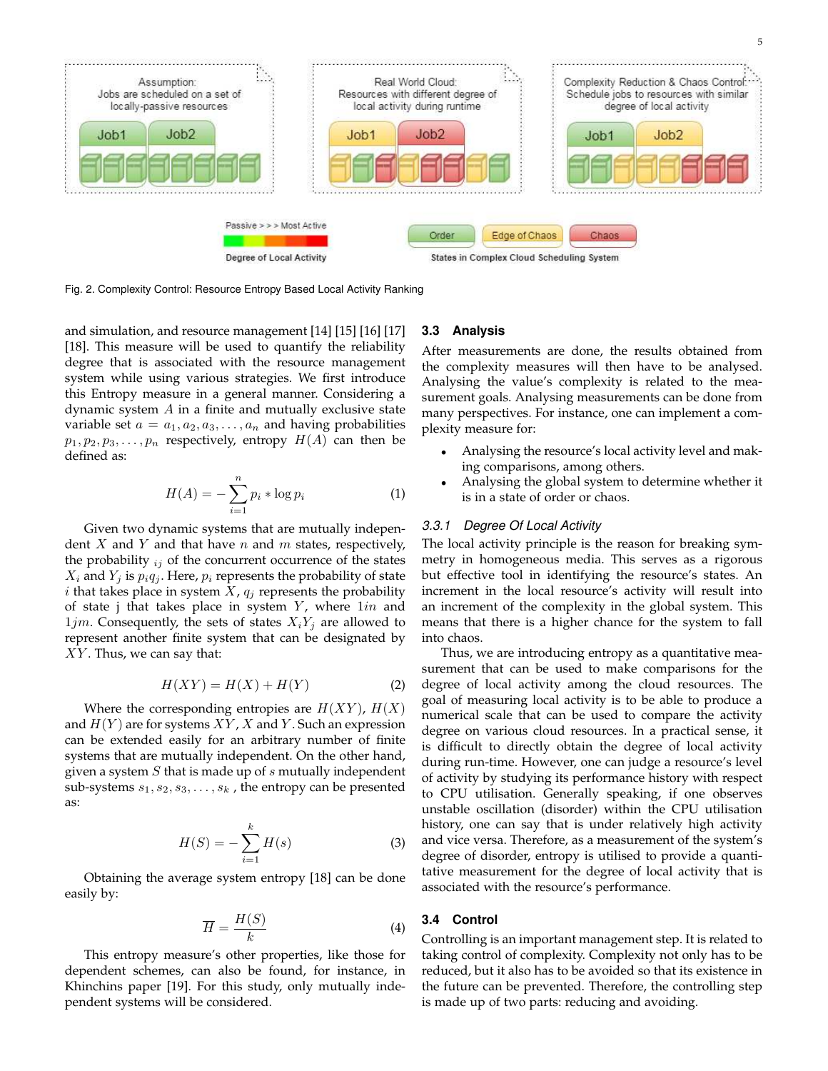Fig. 2. Complexity Control: Resource Entropy Based Local Activity Ranking

and simulation, and resource management [14] [15] [16] [17] [18]. This measure will be used to quantify the reliability degree that is associated with the resource management system while using various strategies. We first introduce this Entropy measure in a general manner. Considering a dynamic system $A$ in a finite and mutually exclusive state variable set $a = a_1, a_2, a_3, \ldots, a_n$ and having probabilities $p_1, p_2, p_3, \ldots, p_n$ respectively, entropy $H(A)$ can then be defined as:

$$H(A) = -\sum_{i=1}^{n} p_i * \log p_i \tag{1}$$

Given two dynamic systems that are mutually independent $X$ and $Y$ and that have $n$ and $m$ states, respectively, the probability $_{ij}$ of the concurrent occurrence of the states $X_i$ and $Y_j$ is $p_i q_j$. Here, $p_i$ represents the probability of state $i$ that takes place in system $X$, $q_j$ represents the probability of state j that takes place in system $Y$, where $1in$ and $1jm$. Consequently, the sets of states $X_i Y_j$ are allowed to represent another finite system that can be designated by $XY$. Thus, we can say that:

$$H(XY) = H(X) + H(Y) \tag{2}$$

Where the corresponding entropies are $H(XY)$, $H(X)$ and $H(Y)$ are for systems $XY$, $X$ and $Y$. Such an expression can be extended easily for an arbitrary number of finite systems that are mutually independent. On the other hand, given a system $S$ that is made up of $s$ mutually independent sub-systems $s_1, s_2, s_3, \ldots, s_k$ , the entropy can be presented as:

$$H(S) = -\sum_{i=1}^{k} H(s) \tag{3}$$

Obtaining the average system entropy [18] can be done easily by:

$$\overline{H} = \frac{H(S)}{k} \tag{4}$$

This entropy measure's other properties, like those for dependent schemes, can also be found, for instance, in Khinchins paper [19]. For this study, only mutually independent systems will be considered.

### 3.3 Analysis

After measurements are done, the results obtained from the complexity measures will then have to be analysed. Analysing the value's complexity is related to the measurement goals. Analysing measurements can be done from many perspectives. For instance, one can implement a complexity measure for:

- Analysing the resource's local activity level and making comparisons, among others.
- Analysing the global system to determine whether it is in a state of order or chaos.

#### 3.3.1 Degree Of Local Activity

The local activity principle is the reason for breaking symmetry in homogeneous media. This serves as a rigorous but effective tool in identifying the resource's states. An increment in the local resource's activity will result into an increment of the complexity in the global system. This means that there is a higher chance for the system to fall into chaos.

Thus, we are introducing entropy as a quantitative measurement that can be used to make comparisons for the degree of local activity among the cloud resources. The goal of measuring local activity is to be able to produce a numerical scale that can be used to compare the activity degree on various cloud resources. In a practical sense, it is difficult to directly obtain the degree of local activity during run-time. However, one can judge a resource's level of activity by studying its performance history with respect to CPU utilisation. Generally speaking, if one observes unstable oscillation (disorder) within the CPU utilisation history, one can say that is under relatively high activity and vice versa. Therefore, as a measurement of the system's degree of disorder, entropy is utilised to provide a quantitative measurement for the degree of local activity that is associated with the resource's performance.

### 3.4 Control

Controlling is an important management step. It is related to taking control of complexity. Complexity not only has to be reduced, but it also has to be avoided so that its existence in the future can be prevented. Therefore, the controlling step is made up of two parts: reducing and avoiding.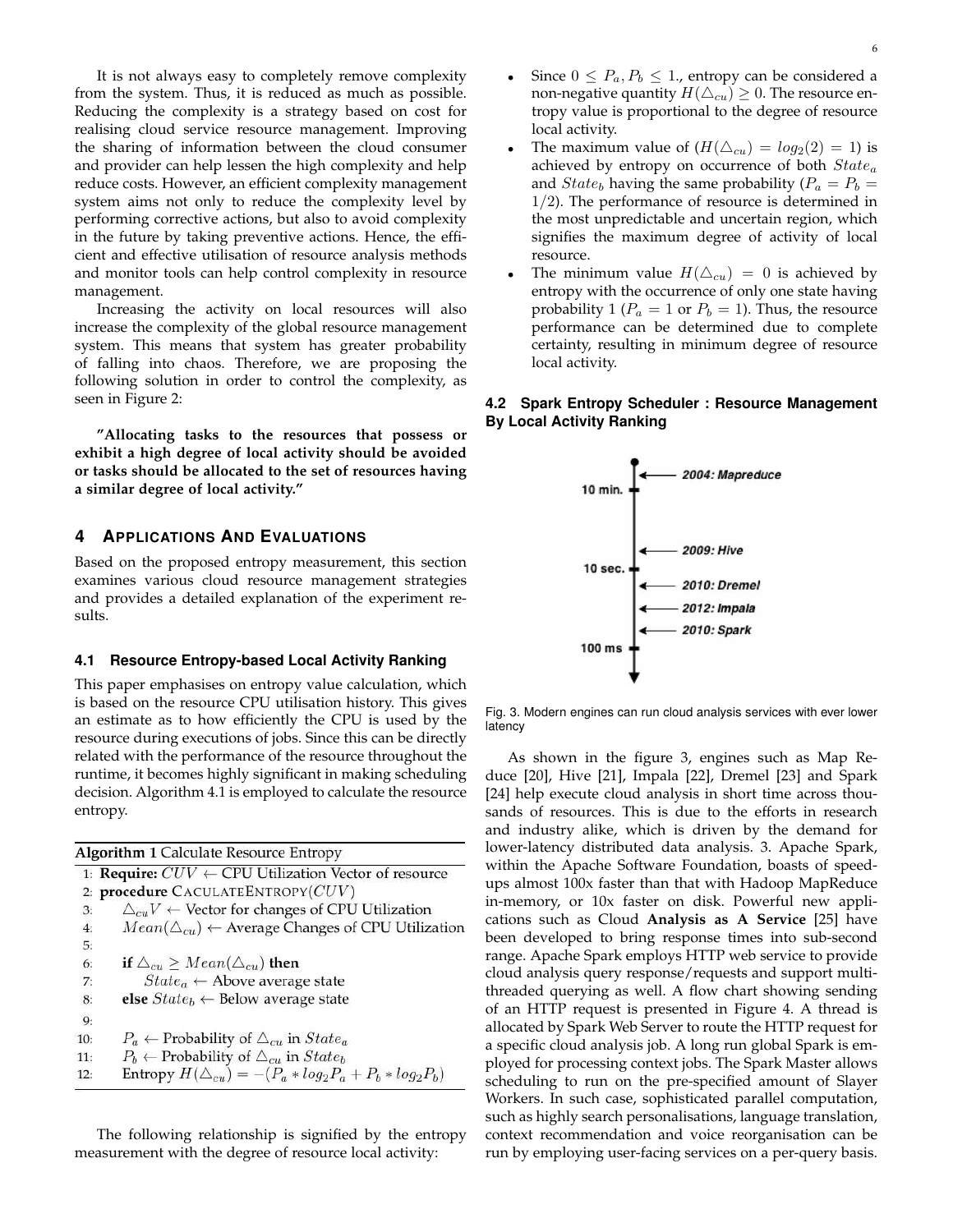It is not always easy to completely remove complexity from the system. Thus, it is reduced as much as possible. Reducing the complexity is a strategy based on cost for realising cloud service resource management. Improving the sharing of information between the cloud consumer and provider can help lessen the high complexity and help reduce costs. However, an efficient complexity management system aims not only to reduce the complexity level by performing corrective actions, but also to avoid complexity in the future by taking preventive actions. Hence, the efficient and effective utilisation of resource analysis methods and monitor tools can help control complexity in resource management.

Increasing the activity on local resources will also increase the complexity of the global resource management system. This means that system has greater probability of falling into chaos. Therefore, we are proposing the following solution in order to control the complexity, as seen in Figure 2:

**"Allocating tasks to the resources that possess or exhibit a high degree of local activity should be avoided or tasks should be allocated to the set of resources having a similar degree of local activity."**

## 4 APPLICATIONS AND EVALUATIONS

Based on the proposed entropy measurement, this section examines various cloud resource management strategies and provides a detailed explanation of the experiment results.

### 4.1 Resource Entropy-based Local Activity Ranking

This paper emphasises on entropy value calculation, which is based on the resource CPU utilisation history. This gives an estimate as to how efficiently the CPU is used by the resource during executions of jobs. Since this can be directly related with the performance of the resource throughout the runtime, it becomes highly significant in making scheduling decision. Algorithm 4.1 is employed to calculate the resource entropy.

**Algorithm 1** Calculate Resource Entropy

```
1:  Require: CUV ← CPU Utilization Vector of resource
2:  procedure CACULATEENTROPY(CUV)
3:      △cuV ← Vector for changes of CPU Utilization
4:      Mean(△cu) ← Average Changes of CPU Utilization
5:
6:      if △cu ≥ Mean(△cu) then
7:          State_a ← Above average state
8:      else State_b ← Below average state
9:
10:     P_a ← Probability of △cu in State_a
11:     P_b ← Probability of △cu in State_b
12:     Entropy H(△cu) = −(P_a * log2 P_a + P_b * log2 P_b)
```

The following relationship is signified by the entropy measurement with the degree of resource local activity:

- Since $0 \leq P_a, P_b \leq 1.$, entropy can be considered a non-negative quantity $H(\triangle_{cu}) \geq 0$. The resource entropy value is proportional to the degree of resource local activity.
- The maximum value of $(H(\triangle_{cu}) = log_2(2) = 1)$ is achieved by entropy on occurrence of both $State_a$ and $State_b$ having the same probability ($P_a = P_b = 1/2$). The performance of resource is determined in the most unpredictable and uncertain region, which signifies the maximum degree of activity of local resource.
- The minimum value $H(\triangle_{cu}) = 0$ is achieved by entropy with the occurrence of only one state having probability 1 ($P_a = 1$ or $P_b = 1$). Thus, the resource performance can be determined due to complete certainty, resulting in minimum degree of resource local activity.

### 4.2 Spark Entropy Scheduler : Resource Management By Local Activity Ranking

Fig. 3. Modern engines can run cloud analysis services with ever lower latency

As shown in the figure 3, engines such as Map Reduce [20], Hive [21], Impala [22], Dremel [23] and Spark [24] help execute cloud analysis in short time across thousands of resources. This is due to the efforts in research and industry alike, which is driven by the demand for lower-latency distributed data analysis. 3. Apache Spark, within the Apache Software Foundation, boasts of speedups almost 100x faster than that with Hadoop MapReduce in-memory, or 10x faster on disk. Powerful new applications such as Cloud **Analysis as A Service** [25] have been developed to bring response times into sub-second range. Apache Spark employs HTTP web service to provide cloud analysis query response/requests and support multithreaded querying as well. A flow chart showing sending of an HTTP request is presented in Figure 4. A thread is allocated by Spark Web Server to route the HTTP request for a specific cloud analysis job. A long run global Spark is employed for processing context jobs. The Spark Master allows scheduling to run on the pre-specified amount of Slayer Workers. In such case, sophisticated parallel computation, such as highly search personalisations, language translation, context recommendation and voice reorganisation can be run by employing user-facing services on a per-query basis.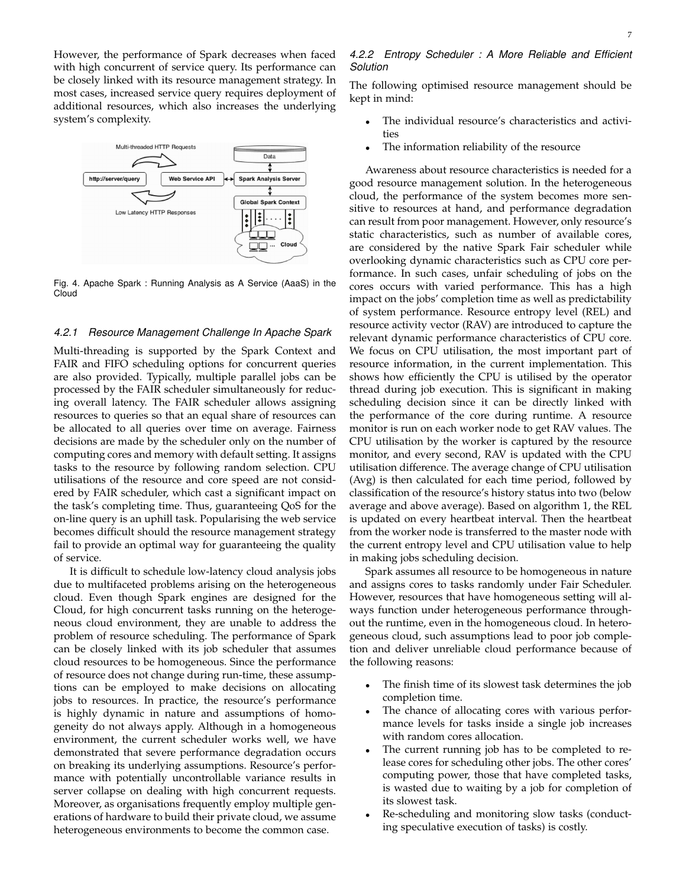However, the performance of Spark decreases when faced with high concurrent of service query. Its performance can be closely linked with its resource management strategy. In most cases, increased service query requires deployment of additional resources, which also increases the underlying system's complexity.

Fig. 4. Apache Spark : Running Analysis as A Service (AaaS) in the Cloud

#### 4.2.1 Resource Management Challenge In Apache Spark

Multi-threading is supported by the Spark Context and FAIR and FIFO scheduling options for concurrent queries are also provided. Typically, multiple parallel jobs can be processed by the FAIR scheduler simultaneously for reducing overall latency. The FAIR scheduler allows assigning resources to queries so that an equal share of resources can be allocated to all queries over time on average. Fairness decisions are made by the scheduler only on the number of computing cores and memory with default setting. It assigns tasks to the resource by following random selection. CPU utilisations of the resource and core speed are not considered by FAIR scheduler, which cast a significant impact on the task's completing time. Thus, guaranteeing QoS for the on-line query is an uphill task. Popularising the web service becomes difficult should the resource management strategy fail to provide an optimal way for guaranteeing the quality of service.

It is difficult to schedule low-latency cloud analysis jobs due to multifaceted problems arising on the heterogeneous cloud. Even though Spark engines are designed for the Cloud, for high concurrent tasks running on the heterogeneous cloud environment, they are unable to address the problem of resource scheduling. The performance of Spark can be closely linked with its job scheduler that assumes cloud resources to be homogeneous. Since the performance of resource does not change during run-time, these assumptions can be employed to make decisions on allocating jobs to resources. In practice, the resource's performance is highly dynamic in nature and assumptions of homogeneity do not always apply. Although in a homogeneous environment, the current scheduler works well, we have demonstrated that severe performance degradation occurs on breaking its underlying assumptions. Resource's performance with potentially uncontrollable variance results in server collapse on dealing with high concurrent requests. Moreover, as organisations frequently employ multiple generations of hardware to build their private cloud, we assume heterogeneous environments to become the common case.

#### 4.2.2 Entropy Scheduler : A More Reliable and Efficient Solution

The following optimised resource management should be kept in mind:

- The individual resource's characteristics and activities
- The information reliability of the resource

Awareness about resource characteristics is needed for a good resource management solution. In the heterogeneous cloud, the performance of the system becomes more sensitive to resources at hand, and performance degradation can result from poor management. However, only resource's static characteristics, such as number of available cores, are considered by the native Spark Fair scheduler while overlooking dynamic characteristics such as CPU core performance. In such cases, unfair scheduling of jobs on the cores occurs with varied performance. This has a high impact on the jobs' completion time as well as predictability of system performance. Resource entropy level (REL) and resource activity vector (RAV) are introduced to capture the relevant dynamic performance characteristics of CPU core. We focus on CPU utilisation, the most important part of resource information, in the current implementation. This shows how efficiently the CPU is utilised by the operator thread during job execution. This is significant in making scheduling decision since it can be directly linked with the performance of the core during runtime. A resource monitor is run on each worker node to get RAV values. The CPU utilisation by the worker is captured by the resource monitor, and every second, RAV is updated with the CPU utilisation difference. The average change of CPU utilisation (Avg) is then calculated for each time period, followed by classification of the resource's history status into two (below average and above average). Based on algorithm 1, the REL is updated on every heartbeat interval. Then the heartbeat from the worker node is transferred to the master node with the current entropy level and CPU utilisation value to help in making jobs scheduling decision.

Spark assumes all resource to be homogeneous in nature and assigns cores to tasks randomly under Fair Scheduler. However, resources that have homogeneous setting will always function under heterogeneous performance throughout the runtime, even in the homogeneous cloud. In heterogeneous cloud, such assumptions lead to poor job completion and deliver unreliable cloud performance because of the following reasons:

- The finish time of its slowest task determines the job completion time.
- The chance of allocating cores with various performance levels for tasks inside a single job increases with random cores allocation.
- The current running job has to be completed to release cores for scheduling other jobs. The other cores' computing power, those that have completed tasks, is wasted due to waiting by a job for completion of its slowest task.
- Re-scheduling and monitoring slow tasks (conducting speculative execution of tasks) is costly.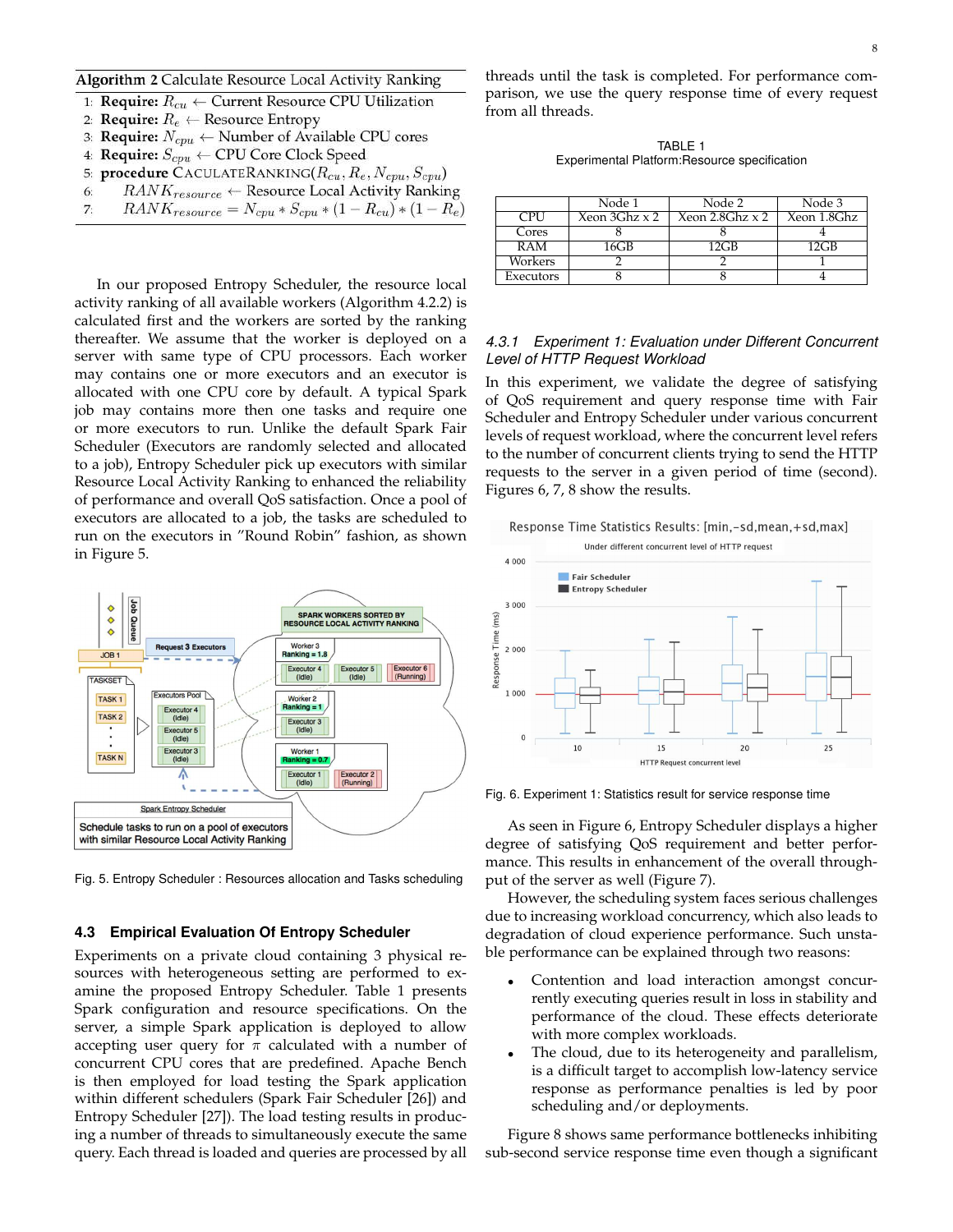**Algorithm 2** Calculate Resource Local Activity Ranking

1: **Require:** $R_{cu}$ ← Current Resource CPU Utilization
2: **Require:** $R_e$ ← Resource Entropy
3: **Require:** $N_{cpu}$ ← Number of Available CPU cores
4: **Require:** $S_{cpu}$ ← CPU Core Clock Speed
5: **procedure** CACULATERANKING($R_{cu}, R_e, N_{cpu}, S_{cpu}$)
6: $RANK_{resource}$ ← Resource Local Activity Ranking
7: $RANK_{resource} = N_{cpu} * S_{cpu} * (1 - R_{cu}) * (1 - R_e)$

In our proposed Entropy Scheduler, the resource local activity ranking of all available workers (Algorithm 4.2.2) is calculated first and the workers are sorted by the ranking thereafter. We assume that the worker is deployed on a server with same type of CPU processors. Each worker may contains one or more executors and an executor is allocated with one CPU core by default. A typical Spark job may contains more then one tasks and require one or more executors to run. Unlike the default Spark Fair Scheduler (Executors are randomly selected and allocated to a job), Entropy Scheduler pick up executors with similar Resource Local Activity Ranking to enhanced the reliability of performance and overall QoS satisfaction. Once a pool of executors are allocated to a job, the tasks are scheduled to run on the executors in "Round Robin" fashion, as shown in Figure 5.

Fig. 5. Entropy Scheduler : Resources allocation and Tasks scheduling

### 4.3 Empirical Evaluation Of Entropy Scheduler

Experiments on a private cloud containing 3 physical resources with heterogeneous setting are performed to examine the proposed Entropy Scheduler. Table 1 presents Spark configuration and resource specifications. On the server, a simple Spark application is deployed to allow accepting user query for $\pi$ calculated with a number of concurrent CPU cores that are predefined. Apache Bench is then employed for load testing the Spark application within different schedulers (Spark Fair Scheduler [26]) and Entropy Scheduler [27]). The load testing results in producing a number of threads to simultaneously execute the same query. Each thread is loaded and queries are processed by all threads until the task is completed. For performance comparison, we use the query response time of every request from all threads.

TABLE 1
Experimental Platform:Resource specification

| | Node 1 | Node 2 | Node 3 |
|---|---|---|---|
| CPU | Xeon 3Ghz x 2 | Xeon 2.8Ghz x 2 | Xeon 1.8Ghz |
| Cores | 8 | 8 | 4 |
| RAM | 16GB | 12GB | 12GB |
| Workers | 2 | 2 | 1 |
| Executors | 8 | 8 | 4 |

#### 4.3.1 *Experiment 1: Evaluation under Different Concurrent Level of HTTP Request Workload*

In this experiment, we validate the degree of satisfying of QoS requirement and query response time with Fair Scheduler and Entropy Scheduler under various concurrent levels of request workload, where the concurrent level refers to the number of concurrent clients trying to send the HTTP requests to the server in a given period of time (second). Figures 6, 7, 8 show the results.

Fig. 6. Experiment 1: Statistics result for service response time

As seen in Figure 6, Entropy Scheduler displays a higher degree of satisfying QoS requirement and better performance. This results in enhancement of the overall throughput of the server as well (Figure 7).

However, the scheduling system faces serious challenges due to increasing workload concurrency, which also leads to degradation of cloud experience performance. Such unstable performance can be explained through two reasons:

- Contention and load interaction amongst concurrently executing queries result in loss in stability and performance of the cloud. These effects deteriorate with more complex workloads.
- The cloud, due to its heterogeneity and parallelism, is a difficult target to accomplish low-latency service response as performance penalties is led by poor scheduling and/or deployments.

Figure 8 shows same performance bottlenecks inhibiting sub-second service response time even though a significant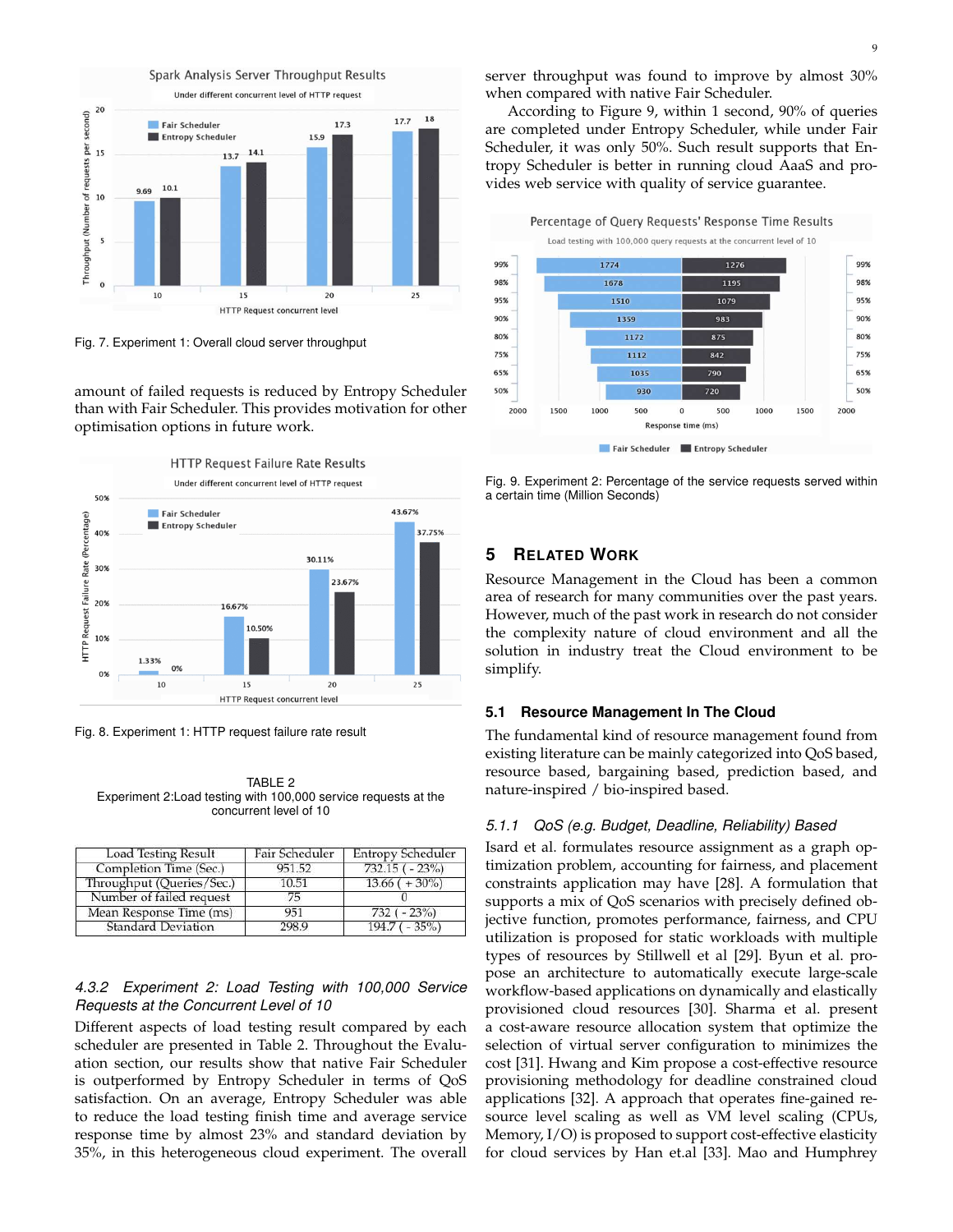Fig. 7. Experiment 1: Overall cloud server throughput

amount of failed requests is reduced by Entropy Scheduler than with Fair Scheduler. This provides motivation for other optimisation options in future work.

Fig. 8. Experiment 1: HTTP request failure rate result

TABLE 2
Experiment 2:Load testing with 100,000 service requests at the concurrent level of 10

| Load Testing Result | Fair Scheduler | Entropy Scheduler |
|---|---|---|
| Completion Time (Sec.) | 951.52 | 732.15 ( - 23%) |
| Throughput (Queries/Sec.) | 10.51 | 13.66 ( + 30%) |
| Number of failed request | 75 | 0 |
| Mean Response Time (ms) | 951 | 732 ( - 23%) |
| Standard Deviation | 298.9 | 194.7 ( - 35%) |

#### 4.3.2 Experiment 2: Load Testing with 100,000 Service Requests at the Concurrent Level of 10

Different aspects of load testing result compared by each scheduler are presented in Table 2. Throughout the Evaluation section, our results show that native Fair Scheduler is outperformed by Entropy Scheduler in terms of QoS satisfaction. On an average, Entropy Scheduler was able to reduce the load testing finish time and average service response time by almost 23% and standard deviation by 35%, in this heterogeneous cloud experiment. The overall server throughput was found to improve by almost 30% when compared with native Fair Scheduler.

According to Figure 9, within 1 second, 90% of queries are completed under Entropy Scheduler, while under Fair Scheduler, it was only 50%. Such result supports that Entropy Scheduler is better in running cloud AaaS and provides web service with quality of service guarantee.

Fig. 9. Experiment 2: Percentage of the service requests served within a certain time (Million Seconds)

## 5 Related Work

Resource Management in the Cloud has been a common area of research for many communities over the past years. However, much of the past work in research do not consider the complexity nature of cloud environment and all the solution in industry treat the Cloud environment to be simplify.

### 5.1 Resource Management In The Cloud

The fundamental kind of resource management found from existing literature can be mainly categorized into QoS based, resource based, bargaining based, prediction based, and nature-inspired / bio-inspired based.

#### 5.1.1 QoS (e.g. Budget, Deadline, Reliability) Based

Isard et al. formulates resource assignment as a graph optimization problem, accounting for fairness, and placement constraints application may have [28]. A formulation that supports a mix of QoS scenarios with precisely defined objective function, promotes performance, fairness, and CPU utilization is proposed for static workloads with multiple types of resources by Stillwell et al [29]. Byun et al. propose an architecture to automatically execute large-scale workflow-based applications on dynamically and elastically provisioned cloud resources [30]. Sharma et al. present a cost-aware resource allocation system that optimize the selection of virtual server configuration to minimizes the cost [31]. Hwang and Kim propose a cost-effective resource provisioning methodology for deadline constrained cloud applications [32]. A approach that operates fine-gained resource level scaling as well as VM level scaling (CPUs, Memory, I/O) is proposed to support cost-effective elasticity for cloud services by Han et.al [33]. Mao and Humphrey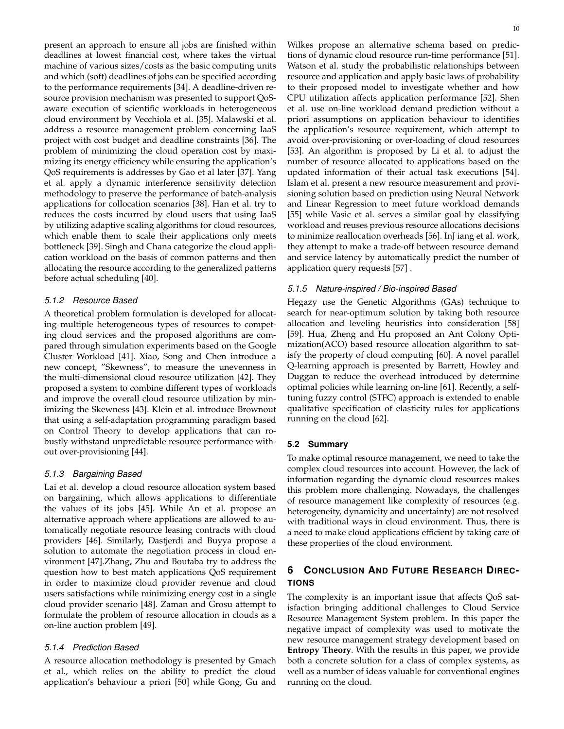present an approach to ensure all jobs are finished within deadlines at lowest financial cost, where takes the virtual machine of various sizes/costs as the basic computing units and which (soft) deadlines of jobs can be specified according to the performance requirements [34]. A deadline-driven resource provision mechanism was presented to support QoS-aware execution of scientific workloads in heterogeneous cloud environment by Vecchiola et al. [35]. Malawski et al. address a resource management problem concerning IaaS project with cost budget and deadline constraints [36]. The problem of minimizing the cloud operation cost by maximizing its energy efficiency while ensuring the application's QoS requirements is addresses by Gao et al later [37]. Yang et al. apply a dynamic interference sensitivity detection methodology to preserve the performance of batch-analysis applications for collocation scenarios [38]. Han et al. try to reduces the costs incurred by cloud users that using IaaS by utilizing adaptive scaling algorithms for cloud resources, which enable them to scale their applications only meets bottleneck [39]. Singh and Chana categorize the cloud application workload on the basis of common patterns and then allocating the resource according to the generalized patterns before actual scheduling [40].

#### 5.1.2 Resource Based

A theoretical problem formulation is developed for allocating multiple heterogeneous types of resources to competing cloud services and the proposed algorithms are compared through simulation experiments based on the Google Cluster Workload [41]. Xiao, Song and Chen introduce a new concept, "Skewness", to measure the unevenness in the multi-dimensional cloud resource utilization [42]. They proposed a system to combine different types of workloads and improve the overall cloud resource utilization by minimizing the Skewness [43]. Klein et al. introduce Brownout that using a self-adaptation programming paradigm based on Control Theory to develop applications that can robustly withstand unpredictable resource performance without over-provisioning [44].

#### 5.1.3 Bargaining Based

Lai et al. develop a cloud resource allocation system based on bargaining, which allows applications to differentiate the values of its jobs [45]. While An et al. propose an alternative approach where applications are allowed to automatically negotiate resource leasing contracts with cloud providers [46]. Similarly, Dastjerdi and Buyya propose a solution to automate the negotiation process in cloud environment [47].Zhang, Zhu and Boutaba try to address the question how to best match applications QoS requirement in order to maximize cloud provider revenue and cloud users satisfactions while minimizing energy cost in a single cloud provider scenario [48]. Zaman and Grosu attempt to formulate the problem of resource allocation in clouds as a on-line auction problem [49].

#### 5.1.4 Prediction Based

A resource allocation methodology is presented by Gmach et al., which relies on the ability to predict the cloud application's behaviour a priori [50] while Gong, Gu and Wilkes propose an alternative schema based on predictions of dynamic cloud resource run-time performance [51]. Watson et al. study the probabilistic relationships between resource and application and apply basic laws of probability to their proposed model to investigate whether and how CPU utilization affects application performance [52]. Shen et al. use on-line workload demand prediction without a priori assumptions on application behaviour to identifies the application's resource requirement, which attempt to avoid over-provisioning or over-loading of cloud resources [53]. An algorithm is proposed by Li et al. to adjust the number of resource allocated to applications based on the updated information of their actual task executions [54]. Islam et al. present a new resource measurement and provisioning solution based on prediction using Neural Network and Linear Regression to meet future workload demands [55] while Vasic et al. serves a similar goal by classifying workload and reuses previous resource allocations decisions to minimize reallocation overheads [56]. InJ iang et al. work, they attempt to make a trade-off between resource demand and service latency by automatically predict the number of application query requests [57] .

#### 5.1.5 Nature-inspired / Bio-inspired Based

Hegazy use the Genetic Algorithms (GAs) technique to search for near-optimum solution by taking both resource allocation and leveling heuristics into consideration [58] [59]. Hua, Zheng and Hu proposed an Ant Colony Optimization(ACO) based resource allocation algorithm to satisfy the property of cloud computing [60]. A novel parallel Q-learning approach is presented by Barrett, Howley and Duggan to reduce the overhead introduced by determine optimal policies while learning on-line [61]. Recently, a self-tuning fuzzy control (STFC) approach is extended to enable qualitative specification of elasticity rules for applications running on the cloud [62].

### 5.2 Summary

To make optimal resource management, we need to take the complex cloud resources into account. However, the lack of information regarding the dynamic cloud resources makes this problem more challenging. Nowadays, the challenges of resource management like complexity of resources (e.g. heterogeneity, dynamicity and uncertainty) are not resolved with traditional ways in cloud environment. Thus, there is a need to make cloud applications efficient by taking care of these properties of the cloud environment.

## 6 Conclusion And Future Research Directions

The complexity is an important issue that affects QoS satisfaction bringing additional challenges to Cloud Service Resource Management System problem. In this paper the negative impact of complexity was used to motivate the new resource management strategy development based on **Entropy Theory**. With the results in this paper, we provide both a concrete solution for a class of complex systems, as well as a number of ideas valuable for conventional engines running on the cloud.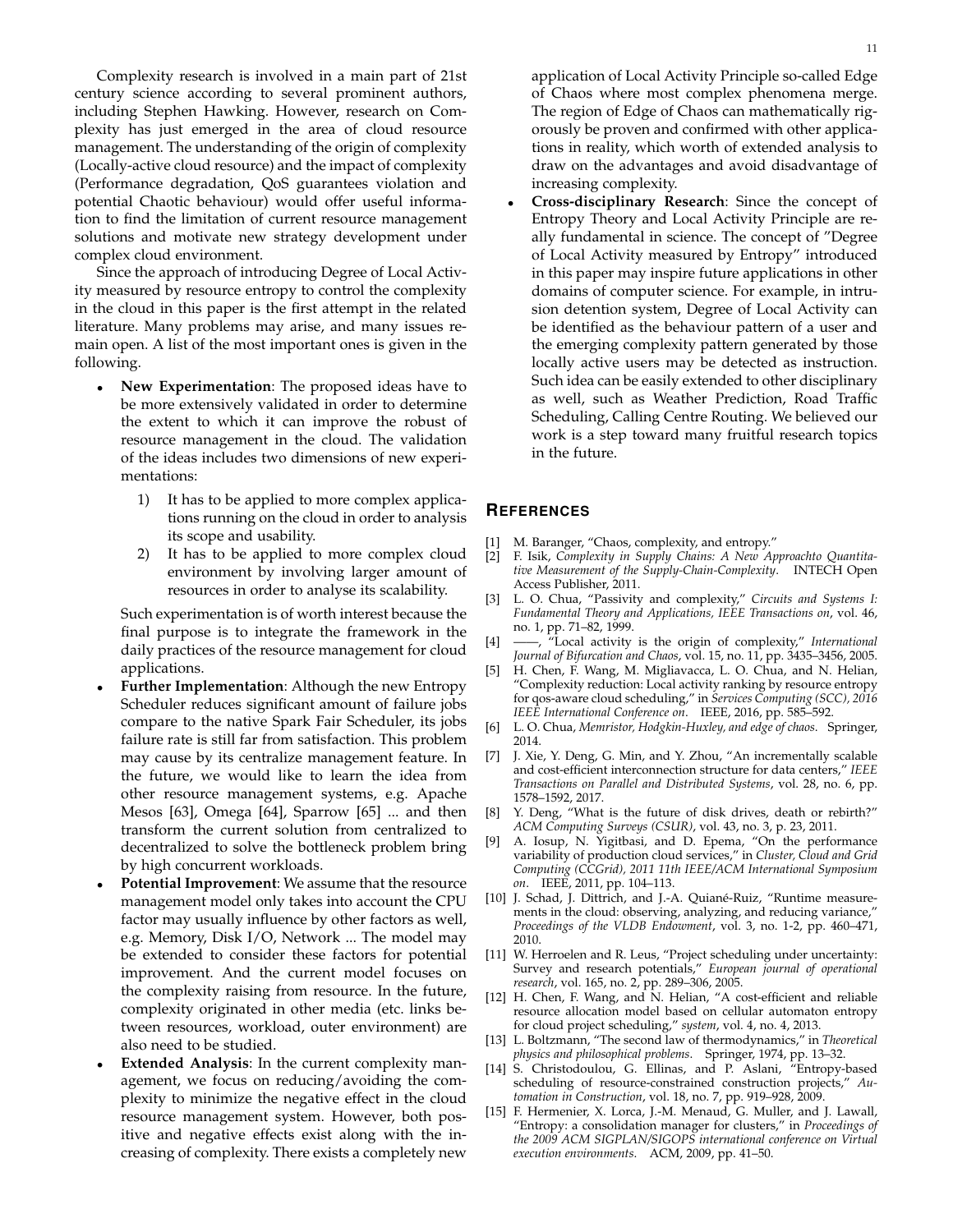Complexity research is involved in a main part of 21st century science according to several prominent authors, including Stephen Hawking. However, research on Complexity has just emerged in the area of cloud resource management. The understanding of the origin of complexity (Locally-active cloud resource) and the impact of complexity (Performance degradation, QoS guarantees violation and potential Chaotic behaviour) would offer useful information to find the limitation of current resource management solutions and motivate new strategy development under complex cloud environment.

Since the approach of introducing Degree of Local Activity measured by resource entropy to control the complexity in the cloud in this paper is the first attempt in the related literature. Many problems may arise, and many issues remain open. A list of the most important ones is given in the following.

- **New Experimentation**: The proposed ideas have to be more extensively validated in order to determine the extent to which it can improve the robust of resource management in the cloud. The validation of the ideas includes two dimensions of new experimentations:
  1) It has to be applied to more complex applications running on the cloud in order to analysis its scope and usability.
  2) It has to be applied to more complex cloud environment by involving larger amount of resources in order to analyse its scalability.

  Such experimentation is of worth interest because the final purpose is to integrate the framework in the daily practices of the resource management for cloud applications.
- **Further Implementation**: Although the new Entropy Scheduler reduces significant amount of failure jobs compare to the native Spark Fair Scheduler, its jobs failure rate is still far from satisfaction. This problem may cause by its centralize management feature. In the future, we would like to learn the idea from other resource management systems, e.g. Apache Mesos [63], Omega [64], Sparrow [65] ... and then transform the current solution from centralized to decentralized to solve the bottleneck problem bring by high concurrent workloads.
- **Potential Improvement**: We assume that the resource management model only takes into account the CPU factor may usually influence by other factors as well, e.g. Memory, Disk I/O, Network ... The model may be extended to consider these factors for potential improvement. And the current model focuses on the complexity raising from resource. In the future, complexity originated in other media (etc. links between resources, workload, outer environment) are also need to be studied.
- **Extended Analysis**: In the current complexity management, we focus on reducing/avoiding the complexity to minimize the negative effect in the cloud resource management system. However, both positive and negative effects exist along with the increasing of complexity. There exists a completely new application of Local Activity Principle so-called Edge of Chaos where most complex phenomena merge. The region of Edge of Chaos can mathematically rigorously be proven and confirmed with other applications in reality, which worth of extended analysis to draw on the advantages and avoid disadvantage of increasing complexity.
- **Cross-disciplinary Research**: Since the concept of Entropy Theory and Local Activity Principle are really fundamental in science. The concept of "Degree of Local Activity measured by Entropy" introduced in this paper may inspire future applications in other domains of computer science. For example, in intrusion detention system, Degree of Local Activity can be identified as the behaviour pattern of a user and the emerging complexity pattern generated by those locally active users may be detected as instruction. Such idea can be easily extended to other disciplinary as well, such as Weather Prediction, Road Traffic Scheduling, Calling Centre Routing. We believed our work is a step toward many fruitful research topics in the future.

## References

[1] M. Baranger, "Chaos, complexity, and entropy."

[2] F. Isik, *Complexity in Supply Chains: A New Approachto Quantitative Measurement of the Supply-Chain-Complexity*. INTECH Open Access Publisher, 2011.

[3] L. O. Chua, "Passivity and complexity," *Circuits and Systems I: Fundamental Theory and Applications, IEEE Transactions on*, vol. 46, no. 1, pp. 71–82, 1999.

[4] ——, "Local activity is the origin of complexity," *International Journal of Bifurcation and Chaos*, vol. 15, no. 11, pp. 3435–3456, 2005.

[5] H. Chen, F. Wang, M. Migliavacca, L. O. Chua, and N. Helian, "Complexity reduction: Local activity ranking by resource entropy for qos-aware cloud scheduling," in *Services Computing (SCC), 2016 IEEE International Conference on*. IEEE, 2016, pp. 585–592.

[6] L. O. Chua, *Memristor, Hodgkin-Huxley, and edge of chaos*. Springer, 2014.

[7] J. Xie, Y. Deng, G. Min, and Y. Zhou, "An incrementally scalable and cost-efficient interconnection structure for data centers," *IEEE Transactions on Parallel and Distributed Systems*, vol. 28, no. 6, pp. 1578–1592, 2017.

[8] Y. Deng, "What is the future of disk drives, death or rebirth?" *ACM Computing Surveys (CSUR)*, vol. 43, no. 3, p. 23, 2011.

[9] A. Iosup, N. Yigitbasi, and D. Epema, "On the performance variability of production cloud services," in *Cluster, Cloud and Grid Computing (CCGrid), 2011 11th IEEE/ACM International Symposium on*. IEEE, 2011, pp. 104–113.

[10] J. Schad, J. Dittrich, and J.-A. Quiané-Ruiz, "Runtime measurements in the cloud: observing, analyzing, and reducing variance," *Proceedings of the VLDB Endowment*, vol. 3, no. 1-2, pp. 460–471, 2010.

[11] W. Herroelen and R. Leus, "Project scheduling under uncertainty: Survey and research potentials," *European journal of operational research*, vol. 165, no. 2, pp. 289–306, 2005.

[12] H. Chen, F. Wang, and N. Helian, "A cost-efficient and reliable resource allocation model based on cellular automaton entropy for cloud project scheduling," *system*, vol. 4, no. 4, 2013.

[13] L. Boltzmann, "The second law of thermodynamics," in *Theoretical physics and philosophical problems*. Springer, 1974, pp. 13–32.

[14] S. Christodoulou, G. Ellinas, and P. Aslani, "Entropy-based scheduling of resource-constrained construction projects," *Automation in Construction*, vol. 18, no. 7, pp. 919–928, 2009.

[15] F. Hermenier, X. Lorca, J.-M. Menaud, G. Muller, and J. Lawall, "Entropy: a consolidation manager for clusters," in *Proceedings of the 2009 ACM SIGPLAN/SIGOPS international conference on Virtual execution environments*. ACM, 2009, pp. 41–50.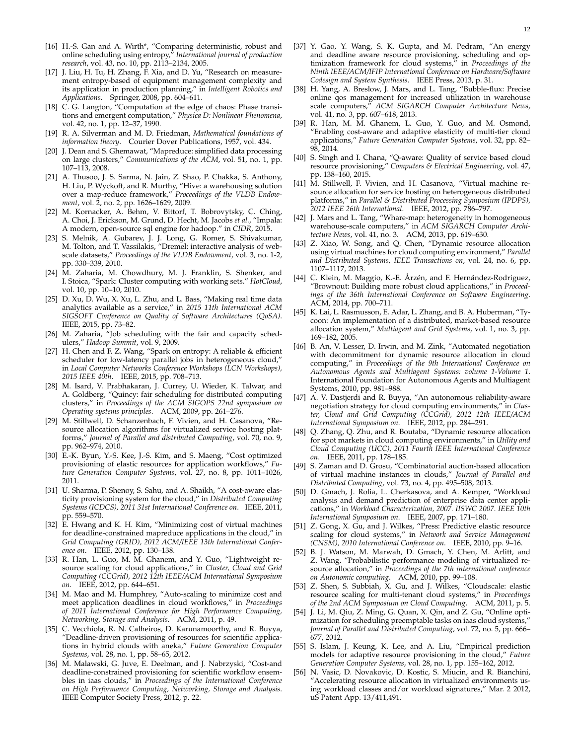[16] H.-S. Gan and A. Wirth*, "Comparing deterministic, robust and online scheduling using entropy," *International journal of production research*, vol. 43, no. 10, pp. 2113–2134, 2005.

[17] J. Liu, H. Tu, H. Zhang, F. Xia, and D. Yu, "Research on measurement entropy-based of equipment management complexity and its application in production planning," in *Intelligent Robotics and Applications*. Springer, 2008, pp. 604–611.

[18] C. G. Langton, "Computation at the edge of chaos: Phase transitions and emergent computation," *Physica D: Nonlinear Phenomena*, vol. 42, no. 1, pp. 12–37, 1990.

[19] R. A. Silverman and M. D. Friedman, *Mathematical foundations of information theory*. Courier Dover Publications, 1957, vol. 434.

[20] J. Dean and S. Ghemawat, "Mapreduce: simplified data processing on large clusters," *Communications of the ACM*, vol. 51, no. 1, pp. 107–113, 2008.

[21] A. Thusoo, J. S. Sarma, N. Jain, Z. Shao, P. Chakka, S. Anthony, H. Liu, P. Wyckoff, and R. Murthy, "Hive: a warehousing solution over a map-reduce framework," *Proceedings of the VLDB Endowment*, vol. 2, no. 2, pp. 1626–1629, 2009.

[22] M. Kornacker, A. Behm, V. Bittorf, T. Bobrovytsky, C. Ching, A. Choi, J. Erickson, M. Grund, D. Hecht, M. Jacobs *et al.*, "Impala: A modern, open-source sql engine for hadoop." in *CIDR*, 2015.

[23] S. Melnik, A. Gubarev, J. J. Long, G. Romer, S. Shivakumar, M. Tolton, and T. Vassilakis, "Dremel: interactive analysis of web-scale datasets," *Proceedings of the VLDB Endowment*, vol. 3, no. 1-2, pp. 330–339, 2010.

[24] M. Zaharia, M. Chowdhury, M. J. Franklin, S. Shenker, and I. Stoica, "Spark: Cluster computing with working sets." *HotCloud*, vol. 10, pp. 10–10, 2010.

[25] D. Xu, D. Wu, X. Xu, L. Zhu, and L. Bass, "Making real time data analytics available as a service," in *2015 11th International ACM SIGSOFT Conference on Quality of Software Architectures (QoSA)*. IEEE, 2015, pp. 73–82.

[26] M. Zaharia, "Job scheduling with the fair and capacity schedulers," *Hadoop Summit*, vol. 9, 2009.

[27] H. Chen and F. Z. Wang, "Spark on entropy: A reliable & efficient scheduler for low-latency parallel jobs in heterogeneous cloud," in *Local Computer Networks Conference Workshops (LCN Workshops), 2015 IEEE 40th*. IEEE, 2015, pp. 708–713.

[28] M. Isard, V. Prabhakaran, J. Currey, U. Wieder, K. Talwar, and A. Goldberg, "Quincy: fair scheduling for distributed computing clusters," in *Proceedings of the ACM SIGOPS 22nd symposium on Operating systems principles*. ACM, 2009, pp. 261–276.

[29] M. Stillwell, D. Schanzenbach, F. Vivien, and H. Casanova, "Resource allocation algorithms for virtualized service hosting platforms," *Journal of Parallel and distributed Computing*, vol. 70, no. 9, pp. 962–974, 2010.

[30] E.-K. Byun, Y.-S. Kee, J.-S. Kim, and S. Maeng, "Cost optimized provisioning of elastic resources for application workflows," *Future Generation Computer Systems*, vol. 27, no. 8, pp. 1011–1026, 2011.

[31] U. Sharma, P. Shenoy, S. Sahu, and A. Shaikh, "A cost-aware elasticity provisioning system for the cloud," in *Distributed Computing Systems (ICDCS), 2011 31st International Conference on*. IEEE, 2011, pp. 559–570.

[32] E. Hwang and K. H. Kim, "Minimizing cost of virtual machines for deadline-constrained mapreduce applications in the cloud," in *Grid Computing (GRID), 2012 ACM/IEEE 13th International Conference on*. IEEE, 2012, pp. 130–138.

[33] R. Han, L. Guo, M. M. Ghanem, and Y. Guo, "Lightweight resource scaling for cloud applications," in *Cluster, Cloud and Grid Computing (CCGrid), 2012 12th IEEE/ACM International Symposium on*. IEEE, 2012, pp. 644–651.

[34] M. Mao and M. Humphrey, "Auto-scaling to minimize cost and meet application deadlines in cloud workflows," in *Proceedings of 2011 International Conference for High Performance Computing, Networking, Storage and Analysis*. ACM, 2011, p. 49.

[35] C. Vecchiola, R. N. Calheiros, D. Karunamoorthy, and R. Buyya, "Deadline-driven provisioning of resources for scientific applications in hybrid clouds with aneka," *Future Generation Computer Systems*, vol. 28, no. 1, pp. 58–65, 2012.

[36] M. Malawski, G. Juve, E. Deelman, and J. Nabrzyski, "Cost-and deadline-constrained provisioning for scientific workflow ensembles in iaas clouds," in *Proceedings of the International Conference on High Performance Computing, Networking, Storage and Analysis*. IEEE Computer Society Press, 2012, p. 22.

[37] Y. Gao, Y. Wang, S. K. Gupta, and M. Pedram, "An energy and deadline aware resource provisioning, scheduling and optimization framework for cloud systems," in *Proceedings of the Ninth IEEE/ACM/IFIP International Conference on Hardware/Software Codesign and System Synthesis*. IEEE Press, 2013, p. 31.

[38] H. Yang, A. Breslow, J. Mars, and L. Tang, "Bubble-flux: Precise online qos management for increased utilization in warehouse scale computers," *ACM SIGARCH Computer Architecture News*, vol. 41, no. 3, pp. 607–618, 2013.

[39] R. Han, M. M. Ghanem, L. Guo, Y. Guo, and M. Osmond, "Enabling cost-aware and adaptive elasticity of multi-tier cloud applications," *Future Generation Computer Systems*, vol. 32, pp. 82–98, 2014.

[40] S. Singh and I. Chana, "Q-aware: Quality of service based cloud resource provisioning," *Computers & Electrical Engineering*, vol. 47, pp. 138–160, 2015.

[41] M. Stillwell, F. Vivien, and H. Casanova, "Virtual machine resource allocation for service hosting on heterogeneous distributed platforms," in *Parallel & Distributed Processing Symposium (IPDPS), 2012 IEEE 26th International*. IEEE, 2012, pp. 786–797.

[42] J. Mars and L. Tang, "Whare-map: heterogeneity in homogeneous warehouse-scale computers," in *ACM SIGARCH Computer Architecture News*, vol. 41, no. 3. ACM, 2013, pp. 619–630.

[43] Z. Xiao, W. Song, and Q. Chen, "Dynamic resource allocation using virtual machines for cloud computing environment," *Parallel and Distributed Systems, IEEE Transactions on*, vol. 24, no. 6, pp. 1107–1117, 2013.

[44] C. Klein, M. Maggio, K.-E. Årzén, and F. Hernández-Rodriguez, "Brownout: Building more robust cloud applications," in *Proceedings of the 36th International Conference on Software Engineering*. ACM, 2014, pp. 700–711.

[45] K. Lai, L. Rasmusson, E. Adar, L. Zhang, and B. A. Huberman, "Tycoon: An implementation of a distributed, market-based resource allocation system," *Multiagent and Grid Systems*, vol. 1, no. 3, pp. 169–182, 2005.

[46] B. An, V. Lesser, D. Irwin, and M. Zink, "Automated negotiation with decommitment for dynamic resource allocation in cloud computing," in *Proceedings of the 9th International Conference on Autonomous Agents and Multiagent Systems: volume 1-Volume 1*. International Foundation for Autonomous Agents and Multiagent Systems, 2010, pp. 981–988.

[47] A. V. Dastjerdi and R. Buyya, "An autonomous reliability-aware negotiation strategy for cloud computing environments," in *Cluster, Cloud and Grid Computing (CCGrid), 2012 12th IEEE/ACM International Symposium on*. IEEE, 2012, pp. 284–291.

[48] Q. Zhang, Q. Zhu, and R. Boutaba, "Dynamic resource allocation for spot markets in cloud computing environments," in *Utility and Cloud Computing (UCC), 2011 Fourth IEEE International Conference on*. IEEE, 2011, pp. 178–185.

[49] S. Zaman and D. Grosu, "Combinatorial auction-based allocation of virtual machine instances in clouds," *Journal of Parallel and Distributed Computing*, vol. 73, no. 4, pp. 495–508, 2013.

[50] D. Gmach, J. Rolia, L. Cherkasova, and A. Kemper, "Workload analysis and demand prediction of enterprise data center applications," in *Workload Characterization, 2007. IISWC 2007. IEEE 10th International Symposium on*. IEEE, 2007, pp. 171–180.

[51] Z. Gong, X. Gu, and J. Wilkes, "Press: Predictive elastic resource scaling for cloud systems," in *Network and Service Management (CNSM), 2010 International Conference on*. IEEE, 2010, pp. 9–16.

[52] B. J. Watson, M. Marwah, D. Gmach, Y. Chen, M. Arlitt, and Z. Wang, "Probabilistic performance modeling of virtualized resource allocation," in *Proceedings of the 7th international conference on Autonomic computing*. ACM, 2010, pp. 99–108.

[53] Z. Shen, S. Subbiah, X. Gu, and J. Wilkes, "Cloudscale: elastic resource scaling for multi-tenant cloud systems," in *Proceedings of the 2nd ACM Symposium on Cloud Computing*. ACM, 2011, p. 5.

[54] J. Li, M. Qiu, Z. Ming, G. Quan, X. Qin, and Z. Gu, "Online optimization for scheduling preemptable tasks on iaas cloud systems," *Journal of Parallel and Distributed Computing*, vol. 72, no. 5, pp. 666–677, 2012.

[55] S. Islam, J. Keung, K. Lee, and A. Liu, "Empirical prediction models for adaptive resource provisioning in the cloud," *Future Generation Computer Systems*, vol. 28, no. 1, pp. 155–162, 2012.

[56] N. Vasic, D. Novakovic, D. Kostic, S. Miucin, and R. Bianchini, "Accelerating resource allocation in virtualized environments using workload classes and/or workload signatures," Mar. 2 2012, uS Patent App. 13/411,491.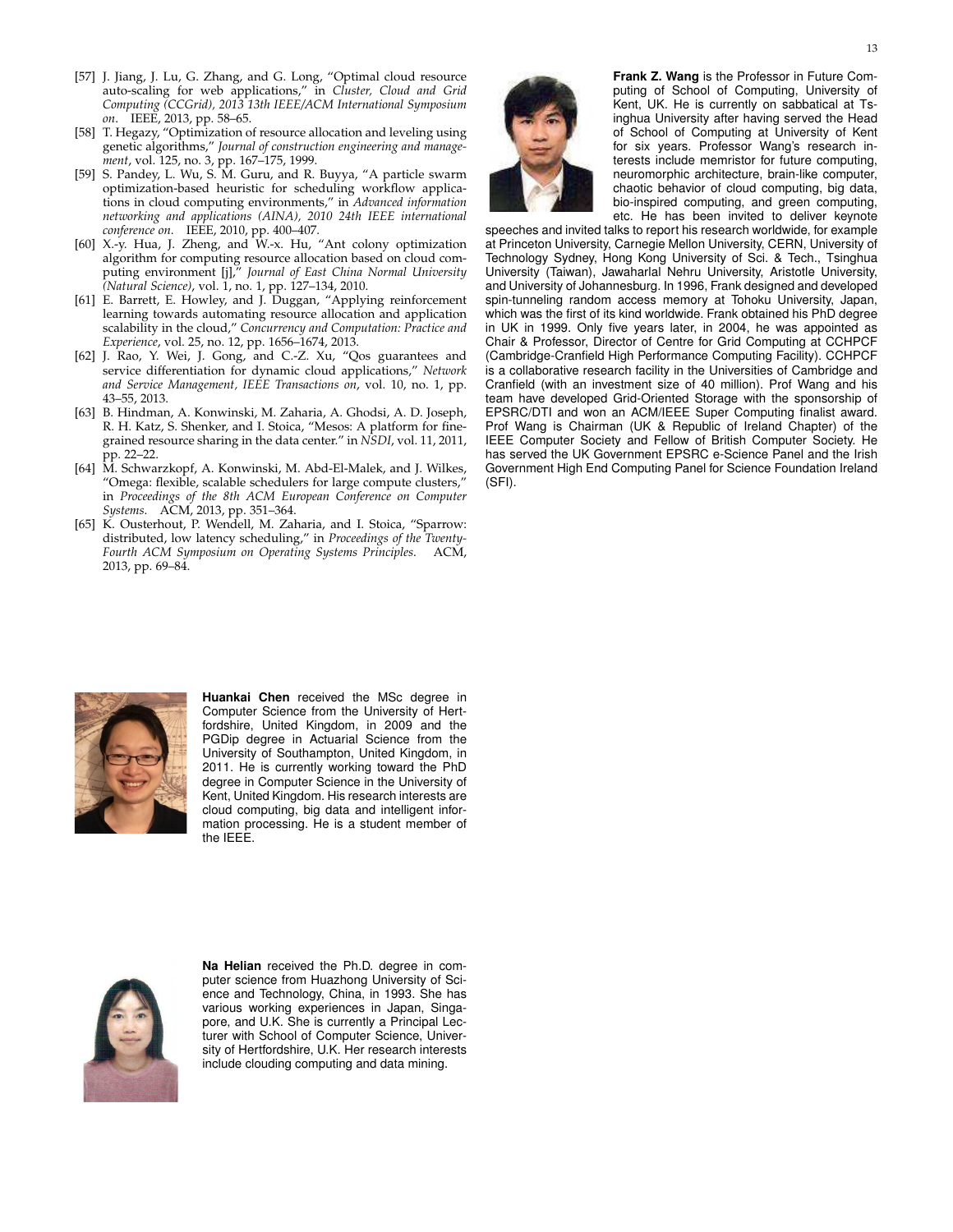[57] J. Jiang, J. Lu, G. Zhang, and G. Long, "Optimal cloud resource auto-scaling for web applications," in *Cluster, Cloud and Grid Computing (CCGrid), 2013 13th IEEE/ACM International Symposium on*. IEEE, 2013, pp. 58–65.

[58] T. Hegazy, "Optimization of resource allocation and leveling using genetic algorithms," *Journal of construction engineering and management*, vol. 125, no. 3, pp. 167–175, 1999.

[59] S. Pandey, L. Wu, S. M. Guru, and R. Buyya, "A particle swarm optimization-based heuristic for scheduling workflow applications in cloud computing environments," in *Advanced information networking and applications (AINA), 2010 24th IEEE international conference on*. IEEE, 2010, pp. 400–407.

[60] X.-y. Hua, J. Zheng, and W.-x. Hu, "Ant colony optimization algorithm for computing resource allocation based on cloud computing environment [j]," *Journal of East China Normal University (Natural Science)*, vol. 1, no. 1, pp. 127–134, 2010.

[61] E. Barrett, E. Howley, and J. Duggan, "Applying reinforcement learning towards automating resource allocation and application scalability in the cloud," *Concurrency and Computation: Practice and Experience*, vol. 25, no. 12, pp. 1656–1674, 2013.

[62] J. Rao, Y. Wei, J. Gong, and C.-Z. Xu, "Qos guarantees and service differentiation for dynamic cloud applications," *Network and Service Management, IEEE Transactions on*, vol. 10, no. 1, pp. 43–55, 2013.

[63] B. Hindman, A. Konwinski, M. Zaharia, A. Ghodsi, A. D. Joseph, R. H. Katz, S. Shenker, and I. Stoica, "Mesos: A platform for fine-grained resource sharing in the data center." in *NSDI*, vol. 11, 2011, pp. 22–22.

[64] M. Schwarzkopf, A. Konwinski, M. Abd-El-Malek, and J. Wilkes, "Omega: flexible, scalable schedulers for large compute clusters," in *Proceedings of the 8th ACM European Conference on Computer Systems*. ACM, 2013, pp. 351–364.

[65] K. Ousterhout, P. Wendell, M. Zaharia, and I. Stoica, "Sparrow: distributed, low latency scheduling," in *Proceedings of the Twenty-Fourth ACM Symposium on Operating Systems Principles*. ACM, 2013, pp. 69–84.

**Huankai Chen** received the MSc degree in Computer Science from the University of Hertfordshire, United Kingdom, in 2009 and the PGDip degree in Actuarial Science from the University of Southampton, United Kingdom, in 2011. He is currently working toward the PhD degree in Computer Science in the University of Kent, United Kingdom. His research interests are cloud computing, big data and intelligent information processing. He is a student member of the IEEE.

**Na Helian** received the Ph.D. degree in computer science from Huazhong University of Science and Technology, China, in 1993. She has various working experiences in Japan, Singapore, and U.K. She is currently a Principal Lecturer with School of Computer Science, University of Hertfordshire, U.K. Her research interests include clouding computing and data mining.

**Frank Z. Wang** is the Professor in Future Computing of School of Computing, University of Kent, UK. He is currently on sabbatical at Tsinghua University after having served the Head of School of Computing at University of Kent for six years. Professor Wang's research interests include memristor for future computing, neuromorphic architecture, brain-like computer, chaotic behavior of cloud computing, big data, bio-inspired computing, and green computing, etc. He has been invited to deliver keynote speeches and invited talks to report his research worldwide, for example at Princeton University, Carnegie Mellon University, CERN, University of Technology Sydney, Hong Kong University of Sci. & Tech., Tsinghua University (Taiwan), Jawaharlal Nehru University, Aristotle University, and University of Johannesburg. In 1996, Frank designed and developed spin-tunneling random access memory at Tohoku University, Japan, which was the first of its kind worldwide. Frank obtained his PhD degree in UK in 1999. Only five years later, in 2004, he was appointed as Chair & Professor, Director of Centre for Grid Computing at CCHPCF (Cambridge-Cranfield High Performance Computing Facility). CCHPCF is a collaborative research facility in the Universities of Cambridge and Cranfield (with an investment size of 40 million). Prof Wang and his team have developed Grid-Oriented Storage with the sponsorship of EPSRC/DTI and won an ACM/IEEE Super Computing finalist award. Prof Wang is Chairman (UK & Republic of Ireland Chapter) of the IEEE Computer Society and Fellow of British Computer Society. He has served the UK Government EPSRC e-Science Panel and the Irish Government High End Computing Panel for Science Foundation Ireland (SFI).